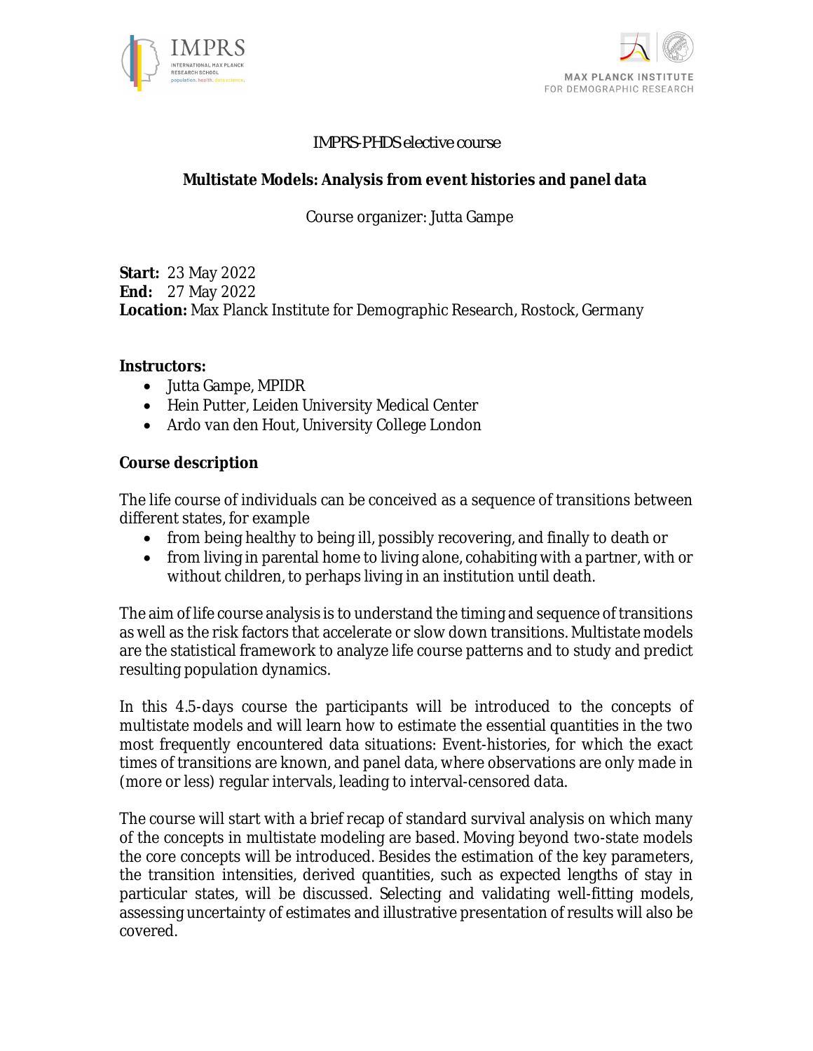IMPRS-PHDS elective course

# Multistate Models: Analysis from event histories and panel data

Course organizer: Jutta Gampe

**Start:** 23 May 2022
**End:** 27 May 2022
**Location:** Max Planck Institute for Demographic Research, Rostock, Germany

**Instructors:**

- Jutta Gampe, MPIDR
- Hein Putter, Leiden University Medical Center
- Ardo van den Hout, University College London

## Course description

The life course of individuals can be conceived as a sequence of transitions between different states, for example

- from being healthy to being ill, possibly recovering, and finally to death or
- from living in parental home to living alone, cohabiting with a partner, with or without children, to perhaps living in an institution until death.

The aim of life course analysis is to understand the timing and sequence of transitions as well as the risk factors that accelerate or slow down transitions. Multistate models are the statistical framework to analyze life course patterns and to study and predict resulting population dynamics.

In this 4.5-days course the participants will be introduced to the concepts of multistate models and will learn how to estimate the essential quantities in the two most frequently encountered data situations: Event-histories, for which the exact times of transitions are known, and panel data, where observations are only made in (more or less) regular intervals, leading to interval-censored data.

The course will start with a brief recap of standard survival analysis on which many of the concepts in multistate modeling are based. Moving beyond two-state models the core concepts will be introduced. Besides the estimation of the key parameters, the transition intensities, derived quantities, such as expected lengths of stay in particular states, will be discussed. Selecting and validating well-fitting models, assessing uncertainty of estimates and illustrative presentation of results will also be covered.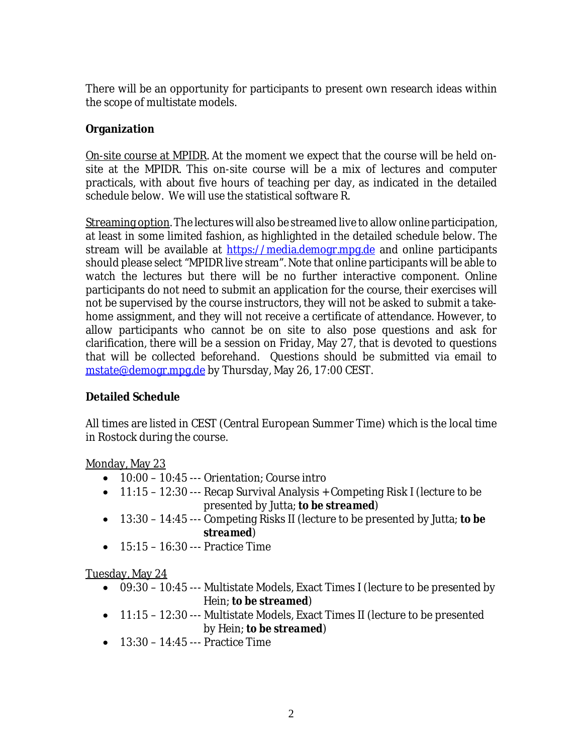There will be an opportunity for participants to present own research ideas within the scope of multistate models.

**Organization**

On-site course at MPIDR. At the moment we expect that the course will be held on-site at the MPIDR. This on-site course will be a mix of lectures and computer practicals, with about five hours of teaching per day, as indicated in the detailed schedule below. We will use the statistical software R.

Streaming option. The lectures will also be streamed live to allow online participation, at least in some limited fashion, as highlighted in the detailed schedule below. The stream will be available at [https://media.demogr.mpg.de](https://media.demogr.mpg.de) and online participants should please select "MPIDR live stream". Note that online participants will be able to watch the lectures but there will be no further interactive component. Online participants do not need to submit an application for the course, their exercises will not be supervised by the course instructors, they will not be asked to submit a take-home assignment, and they will not receive a certificate of attendance. However, to allow participants who cannot be on site to also pose questions and ask for clarification, there will be a session on Friday, May 27, that is devoted to questions that will be collected beforehand. Questions should be submitted via email to [mstate@demogr.mpg.de](mailto:mstate@demogr.mpg.de) by Thursday, May 26, 17:00 CEST.

**Detailed Schedule**

All times are listed in CEST (Central European Summer Time) which is the local time in Rostock during the course.

Monday, May 23

- 10:00 – 10:45 --- Orientation; Course intro
- 11:15 – 12:30 --- Recap Survival Analysis + Competing Risk I (lecture to be presented by Jutta; ***to be streamed***)
- 13:30 – 14:45 --- Competing Risks II (lecture to be presented by Jutta; ***to be streamed***)
- 15:15 – 16:30 --- Practice Time

Tuesday, May 24

- 09:30 – 10:45 --- Multistate Models, Exact Times I (lecture to be presented by Hein; ***to be streamed***)
- 11:15 – 12:30 --- Multistate Models, Exact Times II (lecture to be presented by Hein; ***to be streamed***)
- 13:30 – 14:45 --- Practice Time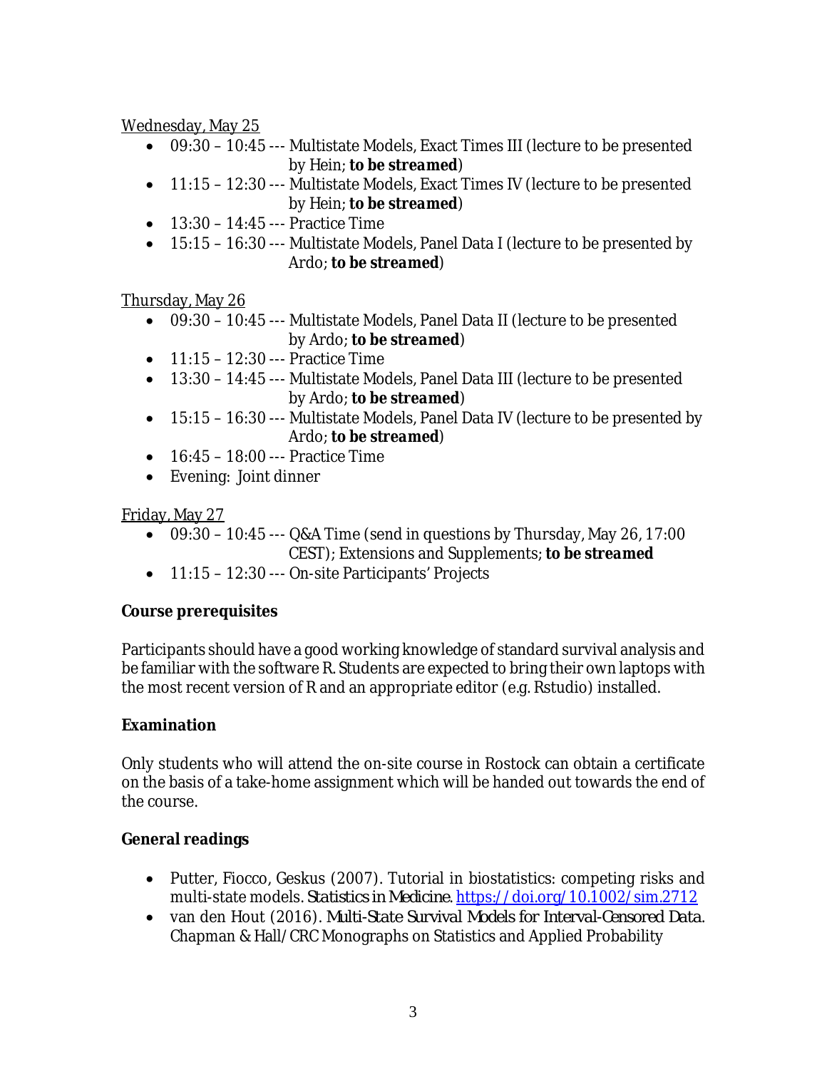<u>Wednesday, May 25</u>

- 09:30 – 10:45 --- Multistate Models, Exact Times III (lecture to be presented by Hein; ***to be streamed***)
- 11:15 – 12:30 --- Multistate Models, Exact Times IV (lecture to be presented by Hein; ***to be streamed***)
- 13:30 – 14:45 --- Practice Time
- 15:15 – 16:30 --- Multistate Models, Panel Data I (lecture to be presented by Ardo; ***to be streamed***)

<u>Thursday, May 26</u>

- 09:30 – 10:45 --- Multistate Models, Panel Data II (lecture to be presented by Ardo; ***to be streamed***)
- 11:15 – 12:30 --- Practice Time
- 13:30 – 14:45 --- Multistate Models, Panel Data III (lecture to be presented by Ardo; ***to be streamed***)
- 15:15 – 16:30 --- Multistate Models, Panel Data IV (lecture to be presented by Ardo; ***to be streamed***)
- 16:45 – 18:00 --- Practice Time
- Evening: Joint dinner

<u>Friday, May 27</u>

- 09:30 – 10:45 --- Q&A Time (send in questions by Thursday, May 26, 17:00 CEST); Extensions and Supplements; **to be streamed**
- 11:15 – 12:30 --- On-site Participants' Projects

**Course prerequisites**

Participants should have a good working knowledge of standard survival analysis and be familiar with the software R. Students are expected to bring their own laptops with the most recent version of R and an appropriate editor (e.g. Rstudio) installed.

**Examination**

Only students who will attend the on-site course in Rostock can obtain a certificate on the basis of a take-home assignment which will be handed out towards the end of the course.

**General readings**

- Putter, Fiocco, Geskus (2007). Tutorial in biostatistics: competing risks and multi-state models. *Statistics in Medicine.* https://doi.org/10.1002/sim.2712
- van den Hout (2016). *Multi-State Survival Models for Interval-Censored Data*. Chapman & Hall/CRC Monographs on Statistics and Applied Probability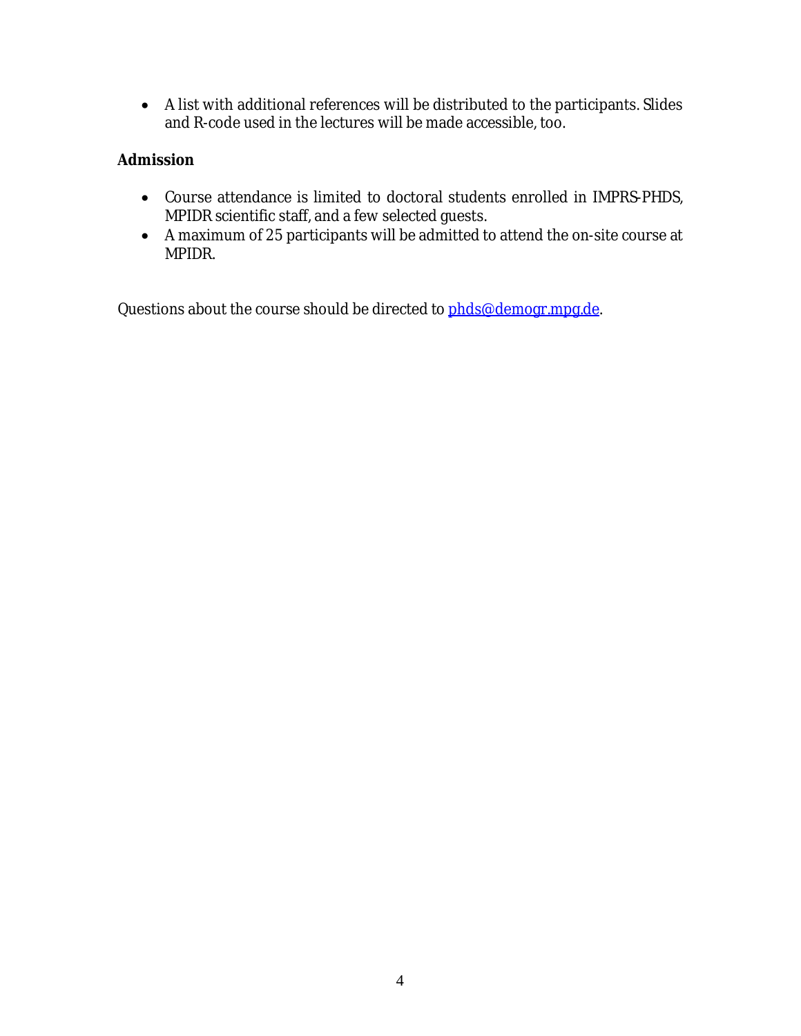- A list with additional references will be distributed to the participants. Slides and R-code used in the lectures will be made accessible, too.

**Admission**

- Course attendance is limited to doctoral students enrolled in IMPRS-PHDS, MPIDR scientific staff, and a few selected guests.
- A maximum of 25 participants will be admitted to attend the on-site course at MPIDR.

Questions about the course should be directed to [phds@demogr.mpg.de](mailto:phds@demogr.mpg.de).